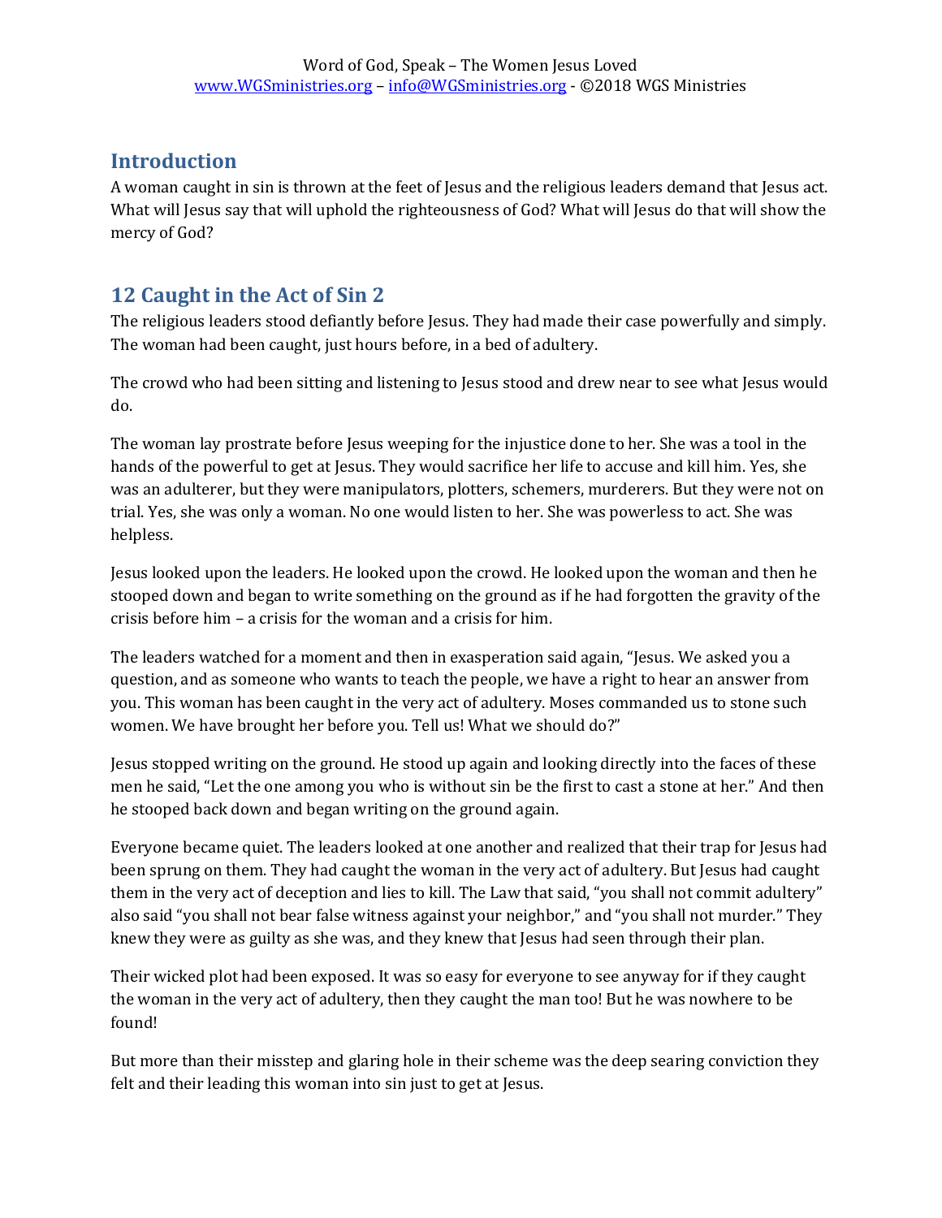## Introduction

A woman caught in sin is thrown at the feet of Jesus and the religious leaders demand that Jesus act. What will Jesus say that will uphold the righteousness of God? What will Jesus do that will show the mercy of God?

## 12 Caught in the Act of Sin 2

The religious leaders stood defiantly before Jesus. They had made their case powerfully and simply. The woman had been caught, just hours before, in a bed of adultery.

The crowd who had been sitting and listening to Jesus stood and drew near to see what Jesus would do.

The woman lay prostrate before Jesus weeping for the injustice done to her. She was a tool in the hands of the powerful to get at Jesus. They would sacrifice her life to accuse and kill him. Yes, she was an adulterer, but they were manipulators, plotters, schemers, murderers. But they were not on trial. Yes, she was only a woman. No one would listen to her. She was powerless to act. She was helpless.

Jesus looked upon the leaders. He looked upon the crowd. He looked upon the woman and then he stooped down and began to write something on the ground as if he had forgotten the gravity of the crisis before him – a crisis for the woman and a crisis for him.

The leaders watched for a moment and then in exasperation said again, "Jesus. We asked you a question, and as someone who wants to teach the people, we have a right to hear an answer from you. This woman has been caught in the very act of adultery. Moses commanded us to stone such women. We have brought her before you. Tell us! What we should do?"

Jesus stopped writing on the ground. He stood up again and looking directly into the faces of these men he said, "Let the one among you who is without sin be the first to cast a stone at her." And then he stooped back down and began writing on the ground again.

Everyone became quiet. The leaders looked at one another and realized that their trap for Jesus had been sprung on them. They had caught the woman in the very act of adultery. But Jesus had caught them in the very act of deception and lies to kill. The Law that said, "you shall not commit adultery" also said "you shall not bear false witness against your neighbor," and "you shall not murder." They knew they were as guilty as she was, and they knew that Jesus had seen through their plan.

Their wicked plot had been exposed. It was so easy for everyone to see anyway for if they caught the woman in the very act of adultery, then they caught the man too! But he was nowhere to be found!

But more than their misstep and glaring hole in their scheme was the deep searing conviction they felt and their leading this woman into sin just to get at Jesus.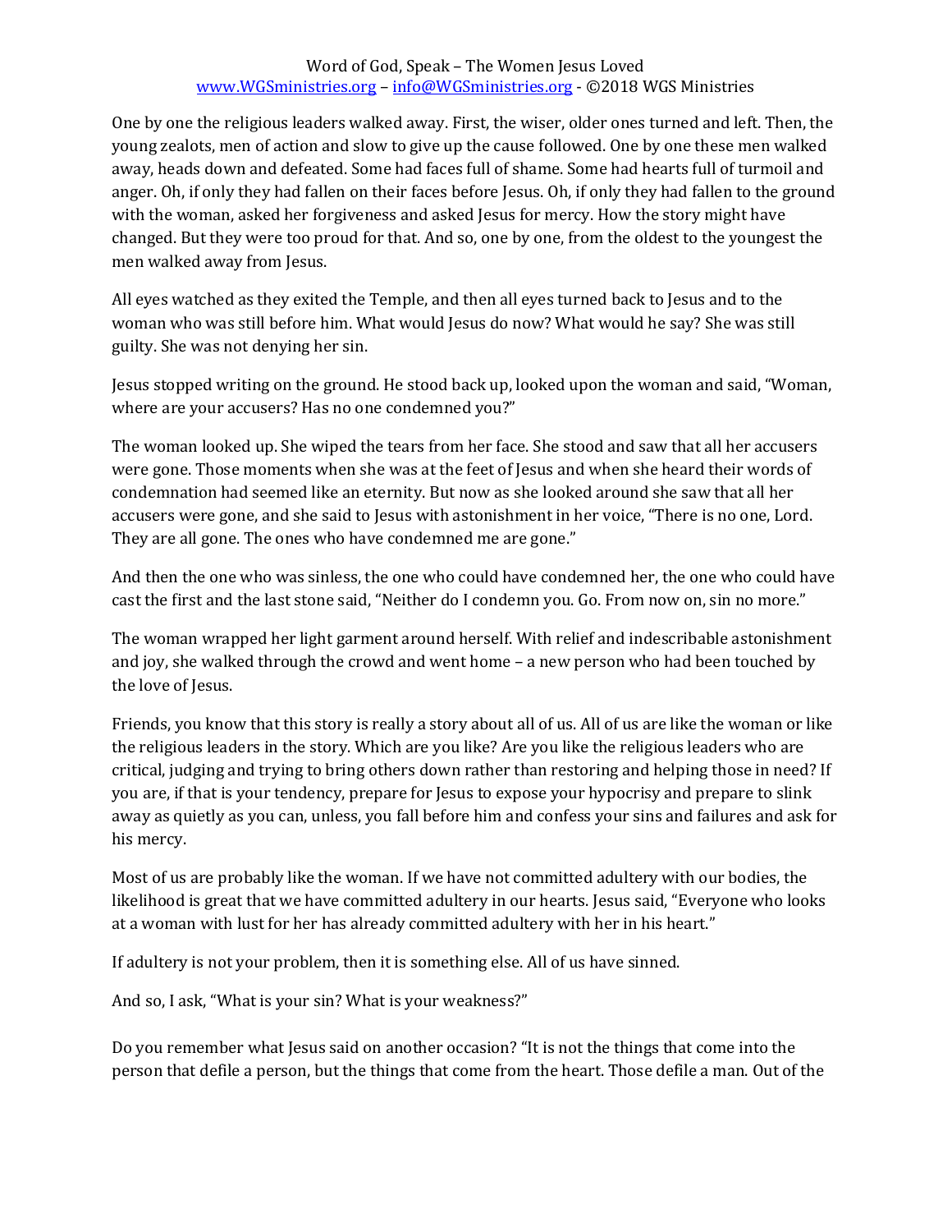One by one the religious leaders walked away. First, the wiser, older ones turned and left. Then, the young zealots, men of action and slow to give up the cause followed. One by one these men walked away, heads down and defeated. Some had faces full of shame. Some had hearts full of turmoil and anger. Oh, if only they had fallen on their faces before Jesus. Oh, if only they had fallen to the ground with the woman, asked her forgiveness and asked Jesus for mercy. How the story might have changed. But they were too proud for that. And so, one by one, from the oldest to the youngest the men walked away from Jesus.

All eyes watched as they exited the Temple, and then all eyes turned back to Jesus and to the woman who was still before him. What would Jesus do now? What would he say? She was still guilty. She was not denying her sin.

Jesus stopped writing on the ground. He stood back up, looked upon the woman and said, "Woman, where are your accusers? Has no one condemned you?"

The woman looked up. She wiped the tears from her face. She stood and saw that all her accusers were gone. Those moments when she was at the feet of Jesus and when she heard their words of condemnation had seemed like an eternity. But now as she looked around she saw that all her accusers were gone, and she said to Jesus with astonishment in her voice, "There is no one, Lord. They are all gone. The ones who have condemned me are gone."

And then the one who was sinless, the one who could have condemned her, the one who could have cast the first and the last stone said, "Neither do I condemn you. Go. From now on, sin no more."

The woman wrapped her light garment around herself. With relief and indescribable astonishment and joy, she walked through the crowd and went home – a new person who had been touched by the love of Jesus.

Friends, you know that this story is really a story about all of us. All of us are like the woman or like the religious leaders in the story. Which are you like? Are you like the religious leaders who are critical, judging and trying to bring others down rather than restoring and helping those in need? If you are, if that is your tendency, prepare for Jesus to expose your hypocrisy and prepare to slink away as quietly as you can, unless, you fall before him and confess your sins and failures and ask for his mercy.

Most of us are probably like the woman. If we have not committed adultery with our bodies, the likelihood is great that we have committed adultery in our hearts. Jesus said, "Everyone who looks at a woman with lust for her has already committed adultery with her in his heart."

If adultery is not your problem, then it is something else. All of us have sinned.

And so, I ask, "What is your sin? What is your weakness?"

Do you remember what Jesus said on another occasion? "It is not the things that come into the person that defile a person, but the things that come from the heart. Those defile a man. Out of the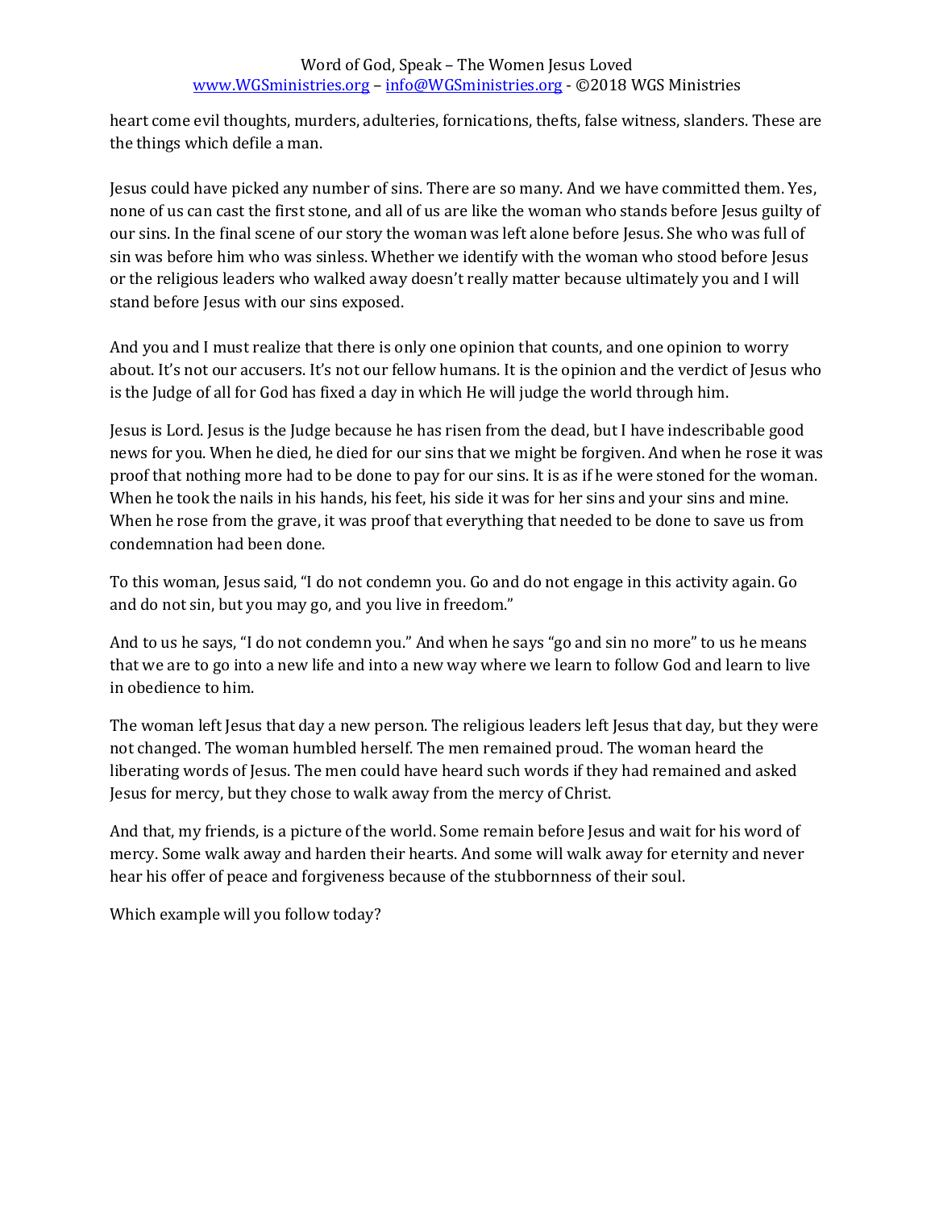heart come evil thoughts, murders, adulteries, fornications, thefts, false witness, slanders. These are the things which defile a man.

Jesus could have picked any number of sins. There are so many. And we have committed them. Yes, none of us can cast the first stone, and all of us are like the woman who stands before Jesus guilty of our sins. In the final scene of our story the woman was left alone before Jesus. She who was full of sin was before him who was sinless. Whether we identify with the woman who stood before Jesus or the religious leaders who walked away doesn't really matter because ultimately you and I will stand before Jesus with our sins exposed.

And you and I must realize that there is only one opinion that counts, and one opinion to worry about. It's not our accusers. It's not our fellow humans. It is the opinion and the verdict of Jesus who is the Judge of all for God has fixed a day in which He will judge the world through him.

Jesus is Lord. Jesus is the Judge because he has risen from the dead, but I have indescribable good news for you. When he died, he died for our sins that we might be forgiven. And when he rose it was proof that nothing more had to be done to pay for our sins. It is as if he were stoned for the woman. When he took the nails in his hands, his feet, his side it was for her sins and your sins and mine. When he rose from the grave, it was proof that everything that needed to be done to save us from condemnation had been done.

To this woman, Jesus said, "I do not condemn you. Go and do not engage in this activity again. Go and do not sin, but you may go, and you live in freedom."

And to us he says, "I do not condemn you." And when he says "go and sin no more" to us he means that we are to go into a new life and into a new way where we learn to follow God and learn to live in obedience to him.

The woman left Jesus that day a new person. The religious leaders left Jesus that day, but they were not changed. The woman humbled herself. The men remained proud. The woman heard the liberating words of Jesus. The men could have heard such words if they had remained and asked Jesus for mercy, but they chose to walk away from the mercy of Christ.

And that, my friends, is a picture of the world. Some remain before Jesus and wait for his word of mercy. Some walk away and harden their hearts. And some will walk away for eternity and never hear his offer of peace and forgiveness because of the stubbornness of their soul.

Which example will you follow today?